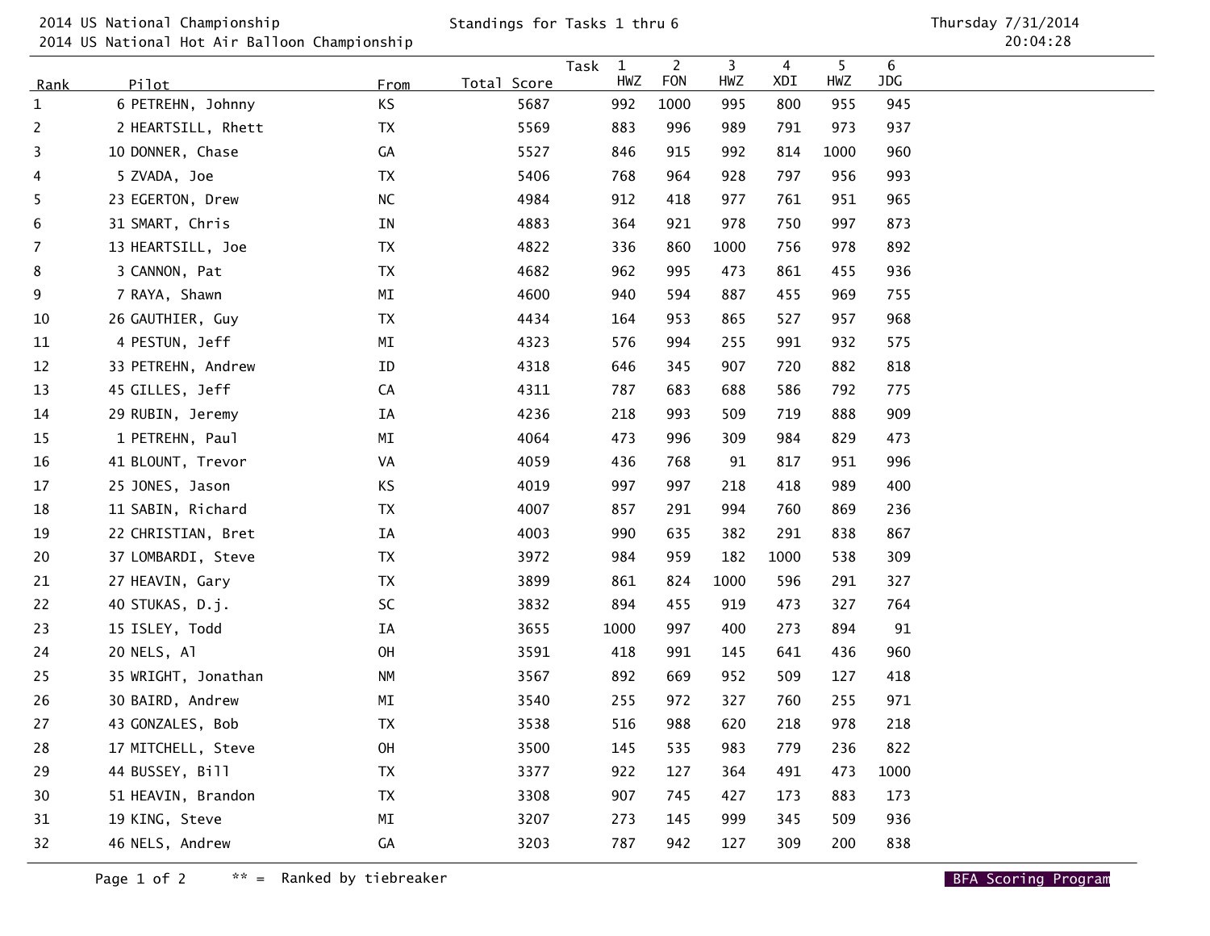2014 US National Championship
2014 US National Hot Air Balloon Championship

Standings for Tasks 1 thru 6

Thursday 7/31/2014
20:04:28

| Rank | Pilot | From | Total Score | Task 1 HWZ | 2 FON | 3 HWZ | 4 XDI | 5 HWZ | 6 JDG |
|---|---|---|---|---|---|---|---|---|---|
| 1 | 6 PETREHN, Johnny | KS | 5687 | 992 | 1000 | 995 | 800 | 955 | 945 |
| 2 | 2 HEARTSILL, Rhett | TX | 5569 | 883 | 996 | 989 | 791 | 973 | 937 |
| 3 | 10 DONNER, Chase | GA | 5527 | 846 | 915 | 992 | 814 | 1000 | 960 |
| 4 | 5 ZVADA, Joe | TX | 5406 | 768 | 964 | 928 | 797 | 956 | 993 |
| 5 | 23 EGERTON, Drew | NC | 4984 | 912 | 418 | 977 | 761 | 951 | 965 |
| 6 | 31 SMART, Chris | IN | 4883 | 364 | 921 | 978 | 750 | 997 | 873 |
| 7 | 13 HEARTSILL, Joe | TX | 4822 | 336 | 860 | 1000 | 756 | 978 | 892 |
| 8 | 3 CANNON, Pat | TX | 4682 | 962 | 995 | 473 | 861 | 455 | 936 |
| 9 | 7 RAYA, Shawn | MI | 4600 | 940 | 594 | 887 | 455 | 969 | 755 |
| 10 | 26 GAUTHIER, Guy | TX | 4434 | 164 | 953 | 865 | 527 | 957 | 968 |
| 11 | 4 PESTUN, Jeff | MI | 4323 | 576 | 994 | 255 | 991 | 932 | 575 |
| 12 | 33 PETREHN, Andrew | ID | 4318 | 646 | 345 | 907 | 720 | 882 | 818 |
| 13 | 45 GILLES, Jeff | CA | 4311 | 787 | 683 | 688 | 586 | 792 | 775 |
| 14 | 29 RUBIN, Jeremy | IA | 4236 | 218 | 993 | 509 | 719 | 888 | 909 |
| 15 | 1 PETREHN, Paul | MI | 4064 | 473 | 996 | 309 | 984 | 829 | 473 |
| 16 | 41 BLOUNT, Trevor | VA | 4059 | 436 | 768 | 91 | 817 | 951 | 996 |
| 17 | 25 JONES, Jason | KS | 4019 | 997 | 997 | 218 | 418 | 989 | 400 |
| 18 | 11 SABIN, Richard | TX | 4007 | 857 | 291 | 994 | 760 | 869 | 236 |
| 19 | 22 CHRISTIAN, Bret | IA | 4003 | 990 | 635 | 382 | 291 | 838 | 867 |
| 20 | 37 LOMBARDI, Steve | TX | 3972 | 984 | 959 | 182 | 1000 | 538 | 309 |
| 21 | 27 HEAVIN, Gary | TX | 3899 | 861 | 824 | 1000 | 596 | 291 | 327 |
| 22 | 40 STUKAS, D.j. | SC | 3832 | 894 | 455 | 919 | 473 | 327 | 764 |
| 23 | 15 ISLEY, Todd | IA | 3655 | 1000 | 997 | 400 | 273 | 894 | 91 |
| 24 | 20 NELS, Al | OH | 3591 | 418 | 991 | 145 | 641 | 436 | 960 |
| 25 | 35 WRIGHT, Jonathan | NM | 3567 | 892 | 669 | 952 | 509 | 127 | 418 |
| 26 | 30 BAIRD, Andrew | MI | 3540 | 255 | 972 | 327 | 760 | 255 | 971 |
| 27 | 43 GONZALES, Bob | TX | 3538 | 516 | 988 | 620 | 218 | 978 | 218 |
| 28 | 17 MITCHELL, Steve | OH | 3500 | 145 | 535 | 983 | 779 | 236 | 822 |
| 29 | 44 BUSSEY, Bill | TX | 3377 | 922 | 127 | 364 | 491 | 473 | 1000 |
| 30 | 51 HEAVIN, Brandon | TX | 3308 | 907 | 745 | 427 | 173 | 883 | 173 |
| 31 | 19 KING, Steve | MI | 3207 | 273 | 145 | 999 | 345 | 509 | 936 |
| 32 | 46 NELS, Andrew | GA | 3203 | 787 | 942 | 127 | 309 | 200 | 838 |

** = Ranked by tiebreaker

BFA Scoring Program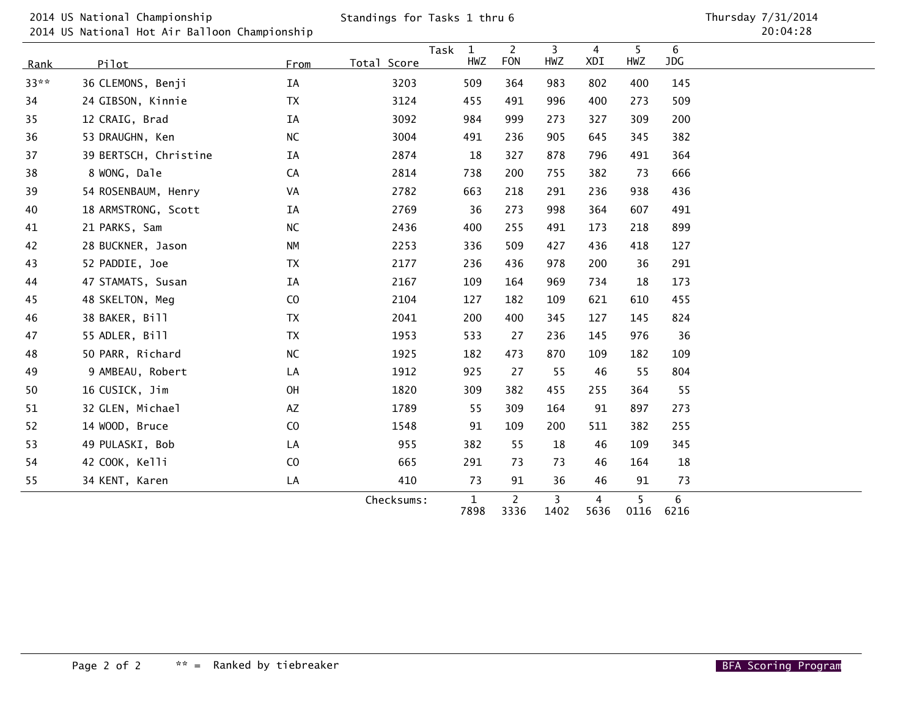2014 US National Championship
2014 US National Hot Air Balloon Championship

Standings for Tasks 1 thru 6

Thursday 7/31/2014
20:04:28

| Rank | Pilot | From | Total Score | 1 HWZ | 2 FON | 3 HWZ | 4 XDI | 5 HWZ | 6 JDG |
|---|---|---|---|---|---|---|---|---|---|
| 33** | 36 CLEMONS, Benji | IA | 3203 | 509 | 364 | 983 | 802 | 400 | 145 |
| 34 | 24 GIBSON, Kinnie | TX | 3124 | 455 | 491 | 996 | 400 | 273 | 509 |
| 35 | 12 CRAIG, Brad | IA | 3092 | 984 | 999 | 273 | 327 | 309 | 200 |
| 36 | 53 DRAUGHN, Ken | NC | 3004 | 491 | 236 | 905 | 645 | 345 | 382 |
| 37 | 39 BERTSCH, Christine | IA | 2874 | 18 | 327 | 878 | 796 | 491 | 364 |
| 38 | 8 WONG, Dale | CA | 2814 | 738 | 200 | 755 | 382 | 73 | 666 |
| 39 | 54 ROSENBAUM, Henry | VA | 2782 | 663 | 218 | 291 | 236 | 938 | 436 |
| 40 | 18 ARMSTRONG, Scott | IA | 2769 | 36 | 273 | 998 | 364 | 607 | 491 |
| 41 | 21 PARKS, Sam | NC | 2436 | 400 | 255 | 491 | 173 | 218 | 899 |
| 42 | 28 BUCKNER, Jason | NM | 2253 | 336 | 509 | 427 | 436 | 418 | 127 |
| 43 | 52 PADDIE, Joe | TX | 2177 | 236 | 436 | 978 | 200 | 36 | 291 |
| 44 | 47 STAMATS, Susan | IA | 2167 | 109 | 164 | 969 | 734 | 18 | 173 |
| 45 | 48 SKELTON, Meg | CO | 2104 | 127 | 182 | 109 | 621 | 610 | 455 |
| 46 | 38 BAKER, Bill | TX | 2041 | 200 | 400 | 345 | 127 | 145 | 824 |
| 47 | 55 ADLER, Bill | TX | 1953 | 533 | 27 | 236 | 145 | 976 | 36 |
| 48 | 50 PARR, Richard | NC | 1925 | 182 | 473 | 870 | 109 | 182 | 109 |
| 49 | 9 AMBEAU, Robert | LA | 1912 | 925 | 27 | 55 | 46 | 55 | 804 |
| 50 | 16 CUSICK, Jim | OH | 1820 | 309 | 382 | 455 | 255 | 364 | 55 |
| 51 | 32 GLEN, Michael | AZ | 1789 | 55 | 309 | 164 | 91 | 897 | 273 |
| 52 | 14 WOOD, Bruce | CO | 1548 | 91 | 109 | 200 | 511 | 382 | 255 |
| 53 | 49 PULASKI, Bob | LA | 955 | 382 | 55 | 18 | 46 | 109 | 345 |
| 54 | 42 COOK, Kelli | CO | 665 | 291 | 73 | 73 | 46 | 164 | 18 |
| 55 | 34 KENT, Karen | LA | 410 | 73 | 91 | 36 | 46 | 91 | 73 |

| Checksums: | 1 | 2 | 3 | 4 | 5 | 6 |
|---|---|---|---|---|---|---|
| | 7898 | 3336 | 1402 | 5636 | 0116 | 6216 |

** = Ranked by tiebreaker

BFA Scoring Program